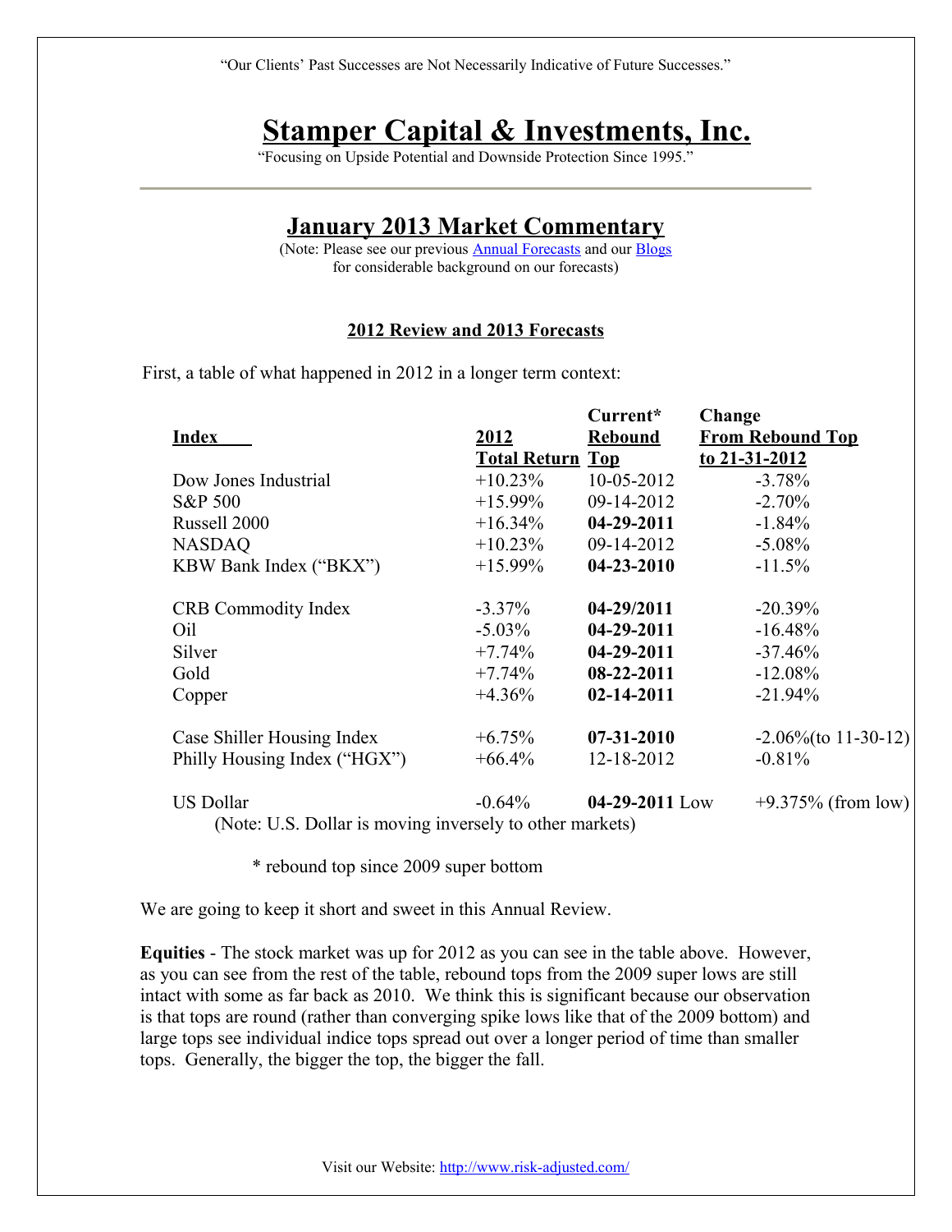"Our Clients' Past Successes are Not Necessarily Indicative of Future Successes."

# Stamper Capital & Investments, Inc.

"Focusing on Upside Potential and Downside Protection Since 1995."

---

## January 2013 Market Commentary

(Note: Please see our previous Annual Forecasts and our Blogs for considerable background on our forecasts)

### 2012 Review and 2013 Forecasts

First, a table of what happened in 2012 in a longer term context:

| Index | 2012 Total Return | Current* Rebound Top | Change From Rebound Top to 21-31-2012 |
|---|---|---|---|
| Dow Jones Industrial | +10.23% | 10-05-2012 | -3.78% |
| S&P 500 | +15.99% | 09-14-2012 | -2.70% |
| Russell 2000 | +16.34% | **04-29-2011** | -1.84% |
| NASDAQ | +10.23% | 09-14-2012 | -5.08% |
| KBW Bank Index ("BKX") | +15.99% | **04-23-2010** | -11.5% |
| CRB Commodity Index | -3.37% | **04-29/2011** | -20.39% |
| Oil | -5.03% | **04-29-2011** | -16.48% |
| Silver | +7.74% | **04-29-2011** | -37.46% |
| Gold | +7.74% | **08-22-2011** | -12.08% |
| Copper | +4.36% | **02-14-2011** | -21.94% |
| Case Shiller Housing Index | +6.75% | **07-31-2010** | -2.06%(to 11-30-12) |
| Philly Housing Index ("HGX") | +66.4% | 12-18-2012 | -0.81% |
| US Dollar | -0.64% | **04-29-2011** Low | +9.375% (from low) |

(Note: U.S. Dollar is moving inversely to other markets)

\* rebound top since 2009 super bottom

We are going to keep it short and sweet in this Annual Review.

**Equities** - The stock market was up for 2012 as you can see in the table above. However, as you can see from the rest of the table, rebound tops from the 2009 super lows are still intact with some as far back as 2010. We think this is significant because our observation is that tops are round (rather than converging spike lows like that of the 2009 bottom) and large tops see individual indice tops spread out over a longer period of time than smaller tops. Generally, the bigger the top, the bigger the fall.

Visit our Website: http://www.risk-adjusted.com/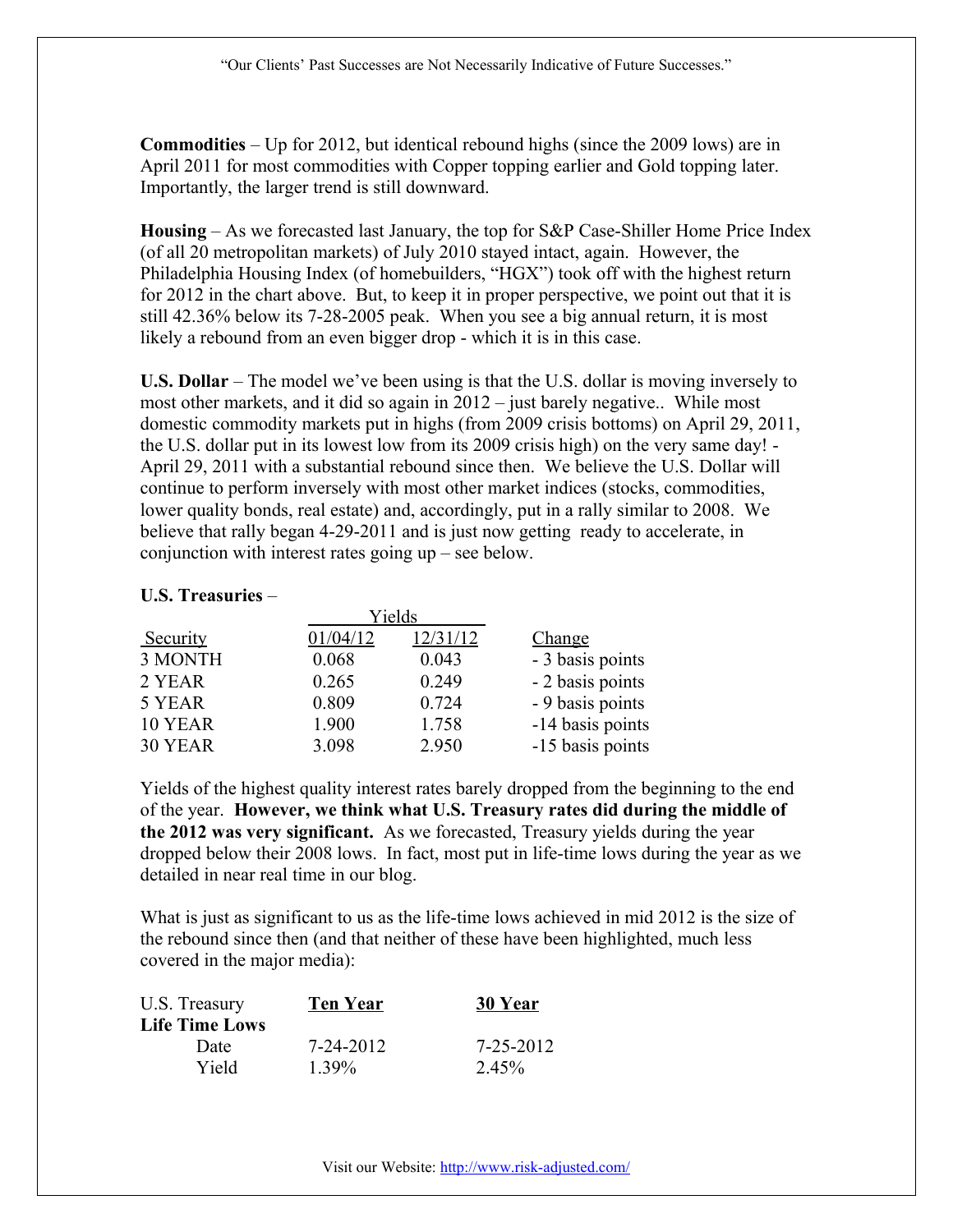**Commodities** – Up for 2012, but identical rebound highs (since the 2009 lows) are in April 2011 for most commodities with Copper topping earlier and Gold topping later. Importantly, the larger trend is still downward.

**Housing** – As we forecasted last January, the top for S&P Case-Shiller Home Price Index (of all 20 metropolitan markets) of July 2010 stayed intact, again. However, the Philadelphia Housing Index (of homebuilders, "HGX") took off with the highest return for 2012 in the chart above. But, to keep it in proper perspective, we point out that it is still 42.36% below its 7-28-2005 peak. When you see a big annual return, it is most likely a rebound from an even bigger drop - which it is in this case.

**U.S. Dollar** – The model we've been using is that the U.S. dollar is moving inversely to most other markets, and it did so again in 2012 – just barely negative.. While most domestic commodity markets put in highs (from 2009 crisis bottoms) on April 29, 2011, the U.S. dollar put in its lowest low from its 2009 crisis high) on the very same day! - April 29, 2011 with a substantial rebound since then. We believe the U.S. Dollar will continue to perform inversely with most other market indices (stocks, commodities, lower quality bonds, real estate) and, accordingly, put in a rally similar to 2008. We believe that rally began 4-29-2011 and is just now getting ready to accelerate, in conjunction with interest rates going up – see below.

**U.S. Treasuries** –

| | Yields | | |
|---|---|---|---|
| Security | 01/04/12 | 12/31/12 | Change |
| 3 MONTH | 0.068 | 0.043 | - 3 basis points |
| 2 YEAR | 0.265 | 0.249 | - 2 basis points |
| 5 YEAR | 0.809 | 0.724 | - 9 basis points |
| 10 YEAR | 1.900 | 1.758 | -14 basis points |
| 30 YEAR | 3.098 | 2.950 | -15 basis points |

Yields of the highest quality interest rates barely dropped from the beginning to the end of the year. **However, we think what U.S. Treasury rates did during the middle of the 2012 was very significant.** As we forecasted, Treasury yields during the year dropped below their 2008 lows. In fact, most put in life-time lows during the year as we detailed in near real time in our blog.

What is just as significant to us as the life-time lows achieved in mid 2012 is the size of the rebound since then (and that neither of these have been highlighted, much less covered in the major media):

| U.S. Treasury | **Ten Year** | **30 Year** |
|---|---|---|
| **Life Time Lows** | | |
| Date | 7-24-2012 | 7-25-2012 |
| Yield | 1.39% | 2.45% |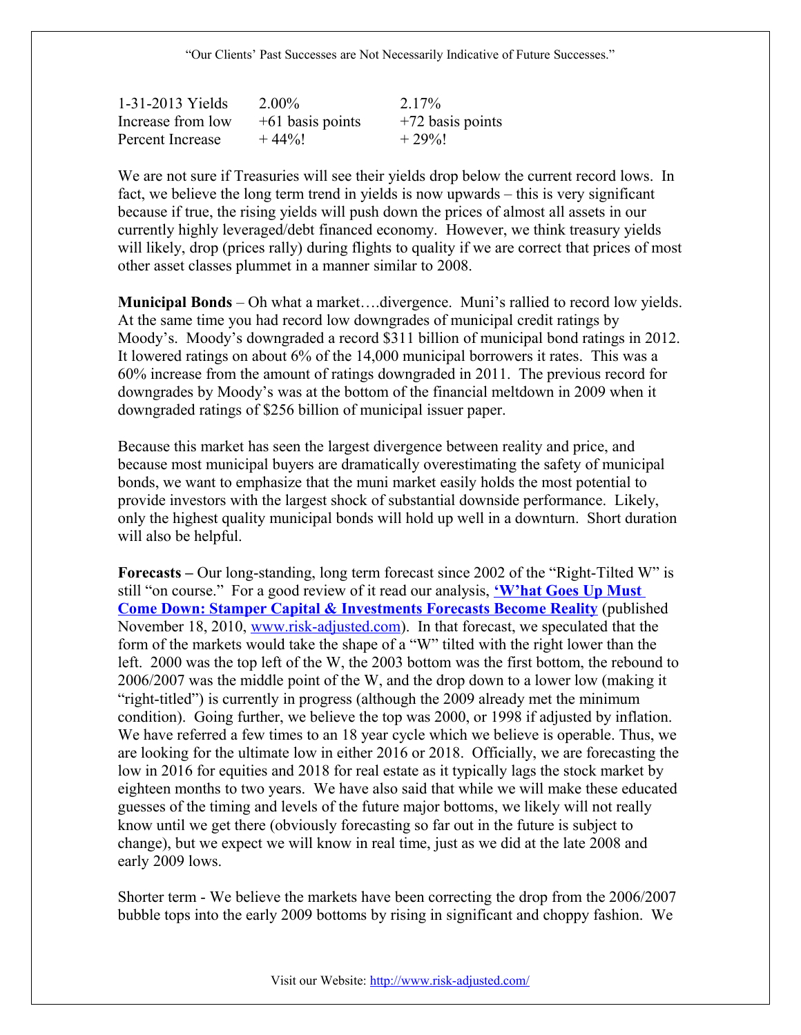| 1-31-2013 Yields | 2.00% | 2.17% |
|---|---|---|
| Increase from low | +61 basis points | +72 basis points |
| Percent Increase | + 44%! | + 29%! |

We are not sure if Treasuries will see their yields drop below the current record lows. In fact, we believe the long term trend in yields is now upwards – this is very significant because if true, the rising yields will push down the prices of almost all assets in our currently highly leveraged/debt financed economy. However, we think treasury yields will likely, drop (prices rally) during flights to quality if we are correct that prices of most other asset classes plummet in a manner similar to 2008.

**Municipal Bonds** – Oh what a market….divergence. Muni's rallied to record low yields. At the same time you had record low downgrades of municipal credit ratings by Moody's. Moody's downgraded a record $311 billion of municipal bond ratings in 2012. It lowered ratings on about 6% of the 14,000 municipal borrowers it rates. This was a 60% increase from the amount of ratings downgraded in 2011. The previous record for downgrades by Moody's was at the bottom of the financial meltdown in 2009 when it downgraded ratings of $256 billion of municipal issuer paper.

Because this market has seen the largest divergence between reality and price, and because most municipal buyers are dramatically overestimating the safety of municipal bonds, we want to emphasize that the muni market easily holds the most potential to provide investors with the largest shock of substantial downside performance. Likely, only the highest quality municipal bonds will hold up well in a downturn. Short duration will also be helpful.

**Forecasts –** Our long-standing, long term forecast since 2002 of the "Right-Tilted W" is still "on course." For a good review of it read our analysis, **'W'hat Goes Up Must Come Down: Stamper Capital & Investments Forecasts Become Reality** (published November 18, 2010, www.risk-adjusted.com). In that forecast, we speculated that the form of the markets would take the shape of a "W" tilted with the right lower than the left. 2000 was the top left of the W, the 2003 bottom was the first bottom, the rebound to 2006/2007 was the middle point of the W, and the drop down to a lower low (making it "right-titled") is currently in progress (although the 2009 already met the minimum condition). Going further, we believe the top was 2000, or 1998 if adjusted by inflation. We have referred a few times to an 18 year cycle which we believe is operable. Thus, we are looking for the ultimate low in either 2016 or 2018. Officially, we are forecasting the low in 2016 for equities and 2018 for real estate as it typically lags the stock market by eighteen months to two years. We have also said that while we will make these educated guesses of the timing and levels of the future major bottoms, we likely will not really know until we get there (obviously forecasting so far out in the future is subject to change), but we expect we will know in real time, just as we did at the late 2008 and early 2009 lows.

Shorter term - We believe the markets have been correcting the drop from the 2006/2007 bubble tops into the early 2009 bottoms by rising in significant and choppy fashion. We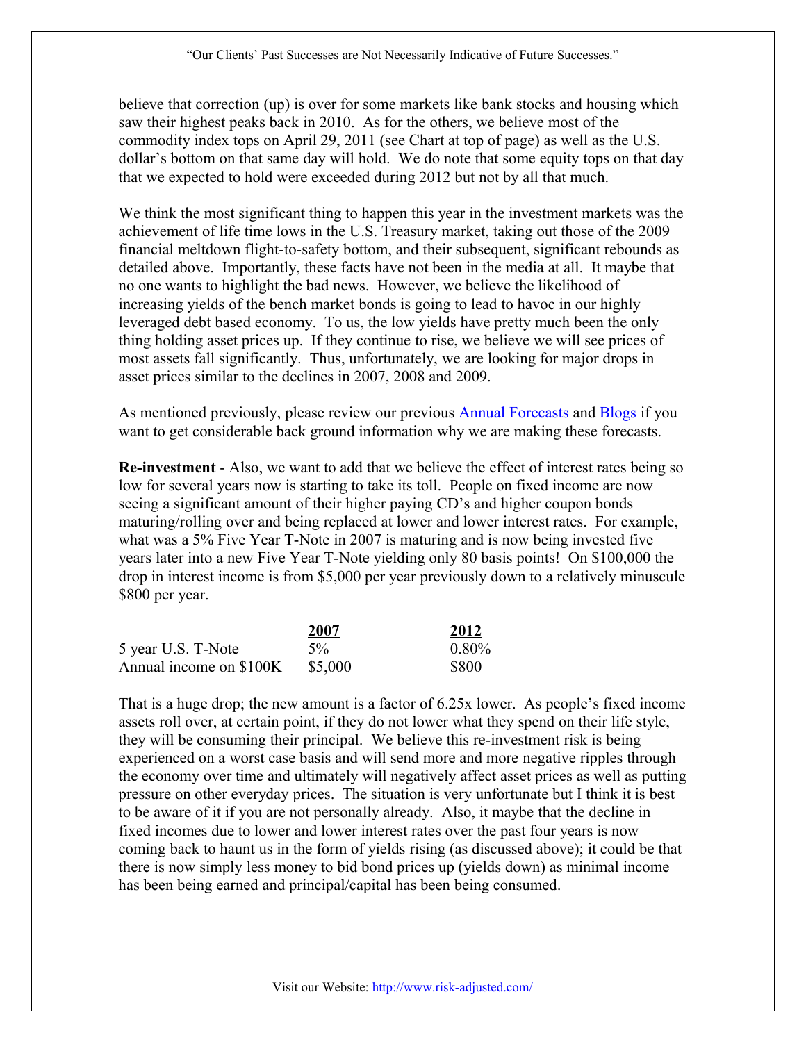believe that correction (up) is over for some markets like bank stocks and housing which saw their highest peaks back in 2010. As for the others, we believe most of the commodity index tops on April 29, 2011 (see Chart at top of page) as well as the U.S. dollar's bottom on that same day will hold. We do note that some equity tops on that day that we expected to hold were exceeded during 2012 but not by all that much.

We think the most significant thing to happen this year in the investment markets was the achievement of life time lows in the U.S. Treasury market, taking out those of the 2009 financial meltdown flight-to-safety bottom, and their subsequent, significant rebounds as detailed above. Importantly, these facts have not been in the media at all. It maybe that no one wants to highlight the bad news. However, we believe the likelihood of increasing yields of the bench market bonds is going to lead to havoc in our highly leveraged debt based economy. To us, the low yields have pretty much been the only thing holding asset prices up. If they continue to rise, we believe we will see prices of most assets fall significantly. Thus, unfortunately, we are looking for major drops in asset prices similar to the declines in 2007, 2008 and 2009.

As mentioned previously, please review our previous [Annual Forecasts] and [Blogs] if you want to get considerable back ground information why we are making these forecasts.

**Re-investment** - Also, we want to add that we believe the effect of interest rates being so low for several years now is starting to take its toll. People on fixed income are now seeing a significant amount of their higher paying CD's and higher coupon bonds maturing/rolling over and being replaced at lower and lower interest rates. For example, what was a 5% Five Year T-Note in 2007 is maturing and is now being invested five years later into a new Five Year T-Note yielding only 80 basis points! On $100,000 the drop in interest income is from $5,000 per year previously down to a relatively minuscule $800 per year.

| | 2007 | 2012 |
|---|---|---|
| 5 year U.S. T-Note | 5% | 0.80% |
| Annual income on $100K | $5,000 | $800 |

That is a huge drop; the new amount is a factor of 6.25x lower. As people's fixed income assets roll over, at certain point, if they do not lower what they spend on their life style, they will be consuming their principal. We believe this re-investment risk is being experienced on a worst case basis and will send more and more negative ripples through the economy over time and ultimately will negatively affect asset prices as well as putting pressure on other everyday prices. The situation is very unfortunate but I think it is best to be aware of it if you are not personally already. Also, it maybe that the decline in fixed incomes due to lower and lower interest rates over the past four years is now coming back to haunt us in the form of yields rising (as discussed above); it could be that there is now simply less money to bid bond prices up (yields down) as minimal income has been being earned and principal/capital has been being consumed.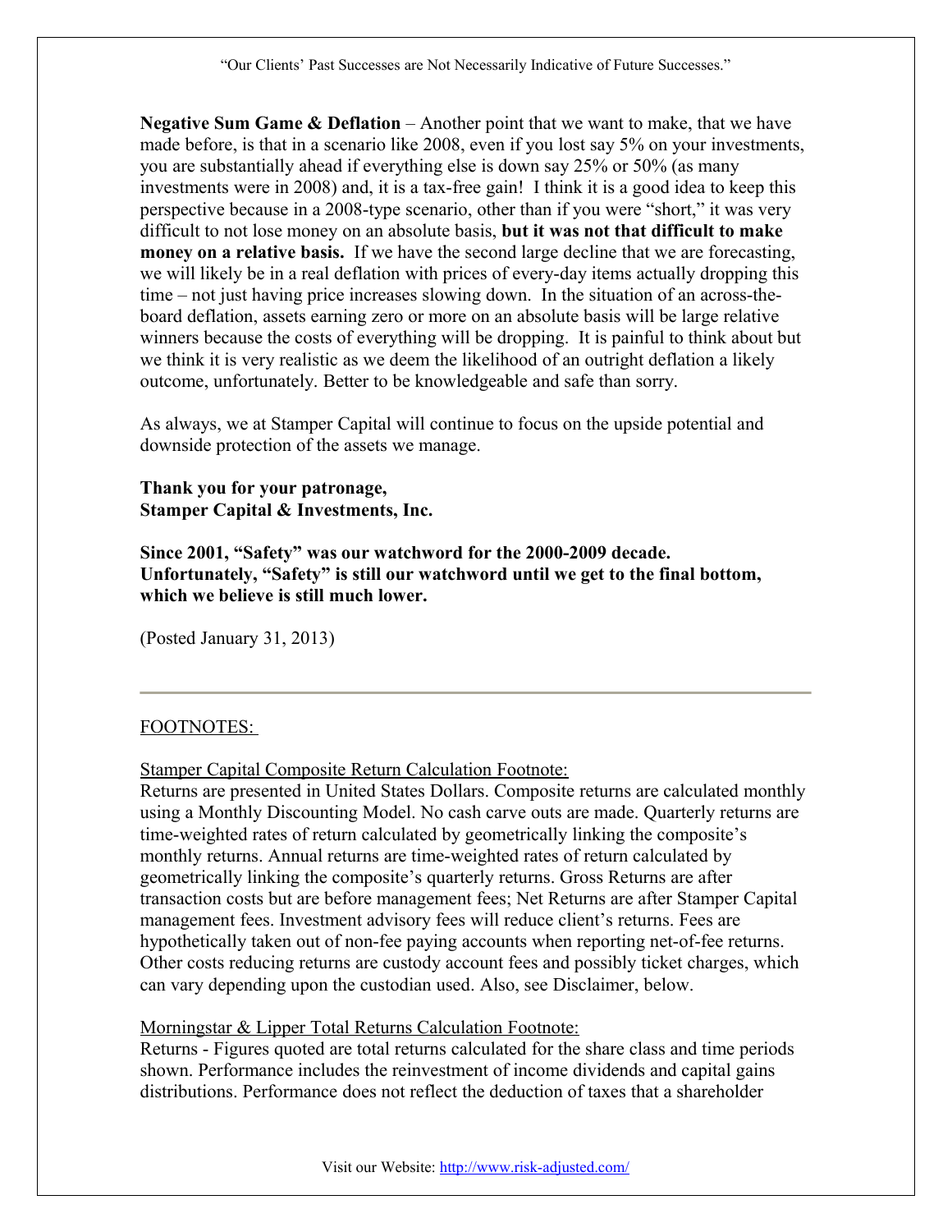**Negative Sum Game & Deflation** – Another point that we want to make, that we have made before, is that in a scenario like 2008, even if you lost say 5% on your investments, you are substantially ahead if everything else is down say 25% or 50% (as many investments were in 2008) and, it is a tax-free gain! I think it is a good idea to keep this perspective because in a 2008-type scenario, other than if you were "short," it was very difficult to not lose money on an absolute basis, **but it was not that difficult to make money on a relative basis.** If we have the second large decline that we are forecasting, we will likely be in a real deflation with prices of every-day items actually dropping this time – not just having price increases slowing down. In the situation of an across-the-board deflation, assets earning zero or more on an absolute basis will be large relative winners because the costs of everything will be dropping. It is painful to think about but we think it is very realistic as we deem the likelihood of an outright deflation a likely outcome, unfortunately. Better to be knowledgeable and safe than sorry.

As always, we at Stamper Capital will continue to focus on the upside potential and downside protection of the assets we manage.

**Thank you for your patronage,**
**Stamper Capital & Investments, Inc.**

**Since 2001, "Safety" was our watchword for the 2000-2009 decade. Unfortunately, "Safety" is still our watchword until we get to the final bottom, which we believe is still much lower.**

(Posted January 31, 2013)

---

FOOTNOTES:

Stamper Capital Composite Return Calculation Footnote:
Returns are presented in United States Dollars. Composite returns are calculated monthly using a Monthly Discounting Model. No cash carve outs are made. Quarterly returns are time-weighted rates of return calculated by geometrically linking the composite's monthly returns. Annual returns are time-weighted rates of return calculated by geometrically linking the composite's quarterly returns. Gross Returns are after transaction costs but are before management fees; Net Returns are after Stamper Capital management fees. Investment advisory fees will reduce client's returns. Fees are hypothetically taken out of non-fee paying accounts when reporting net-of-fee returns. Other costs reducing returns are custody account fees and possibly ticket charges, which can vary depending upon the custodian used. Also, see Disclaimer, below.

Morningstar & Lipper Total Returns Calculation Footnote:
Returns - Figures quoted are total returns calculated for the share class and time periods shown. Performance includes the reinvestment of income dividends and capital gains distributions. Performance does not reflect the deduction of taxes that a shareholder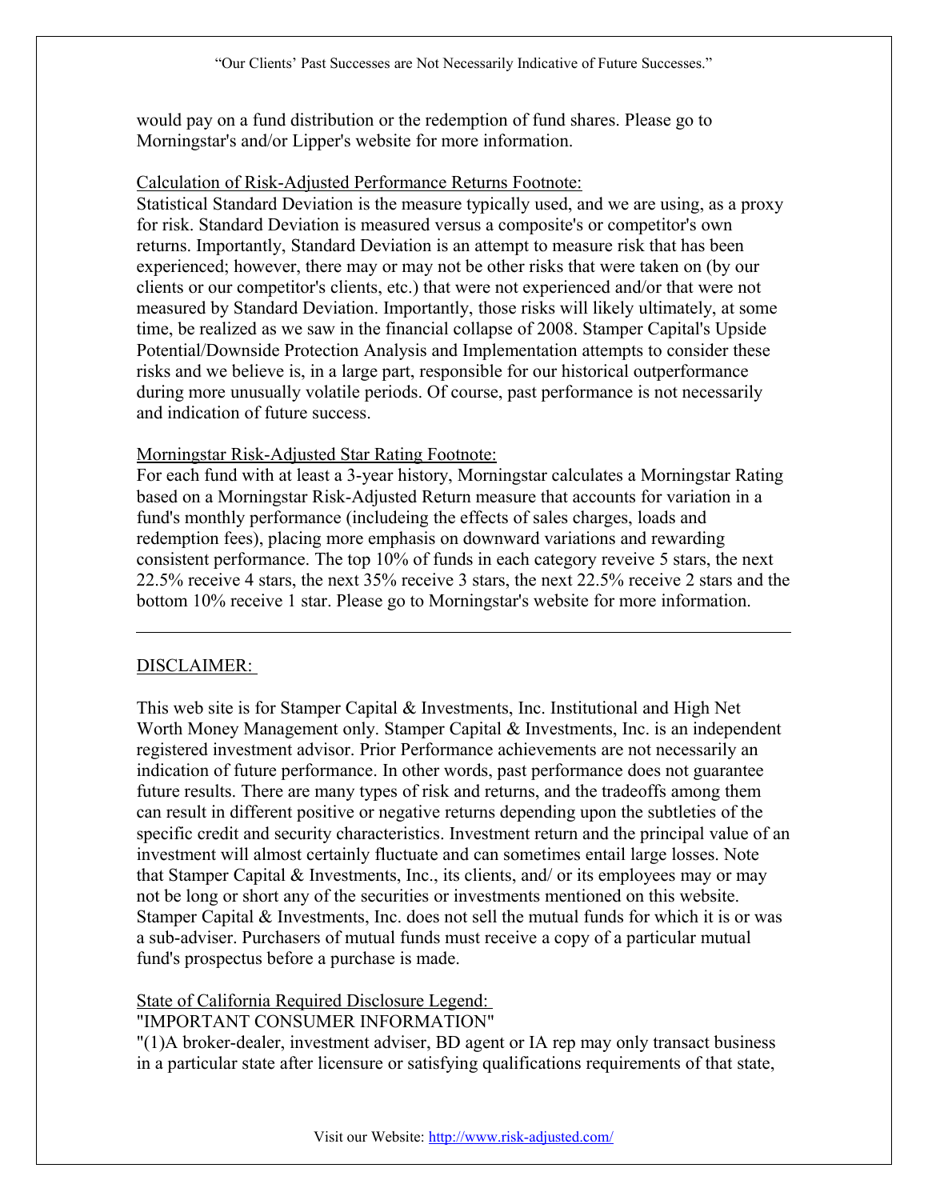would pay on a fund distribution or the redemption of fund shares. Please go to Morningstar's and/or Lipper's website for more information.

Calculation of Risk-Adjusted Performance Returns Footnote:
Statistical Standard Deviation is the measure typically used, and we are using, as a proxy for risk. Standard Deviation is measured versus a composite's or competitor's own returns. Importantly, Standard Deviation is an attempt to measure risk that has been experienced; however, there may or may not be other risks that were taken on (by our clients or our competitor's clients, etc.) that were not experienced and/or that were not measured by Standard Deviation. Importantly, those risks will likely ultimately, at some time, be realized as we saw in the financial collapse of 2008. Stamper Capital's Upside Potential/Downside Protection Analysis and Implementation attempts to consider these risks and we believe is, in a large part, responsible for our historical outperformance during more unusually volatile periods. Of course, past performance is not necessarily and indication of future success.

Morningstar Risk-Adjusted Star Rating Footnote:
For each fund with at least a 3-year history, Morningstar calculates a Morningstar Rating based on a Morningstar Risk-Adjusted Return measure that accounts for variation in a fund's monthly performance (includeing the effects of sales charges, loads and redemption fees), placing more emphasis on downward variations and rewarding consistent performance. The top 10% of funds in each category reveive 5 stars, the next 22.5% receive 4 stars, the next 35% receive 3 stars, the next 22.5% receive 2 stars and the bottom 10% receive 1 star. Please go to Morningstar's website for more information.

---

DISCLAIMER:

This web site is for Stamper Capital & Investments, Inc. Institutional and High Net Worth Money Management only. Stamper Capital & Investments, Inc. is an independent registered investment advisor. Prior Performance achievements are not necessarily an indication of future performance. In other words, past performance does not guarantee future results. There are many types of risk and returns, and the tradeoffs among them can result in different positive or negative returns depending upon the subtleties of the specific credit and security characteristics. Investment return and the principal value of an investment will almost certainly fluctuate and can sometimes entail large losses. Note that Stamper Capital & Investments, Inc., its clients, and/ or its employees may or may not be long or short any of the securities or investments mentioned on this website. Stamper Capital & Investments, Inc. does not sell the mutual funds for which it is or was a sub-adviser. Purchasers of mutual funds must receive a copy of a particular mutual fund's prospectus before a purchase is made.

State of California Required Disclosure Legend:
"IMPORTANT CONSUMER INFORMATION"
"(1)A broker-dealer, investment adviser, BD agent or IA rep may only transact business in a particular state after licensure or satisfying qualifications requirements of that state,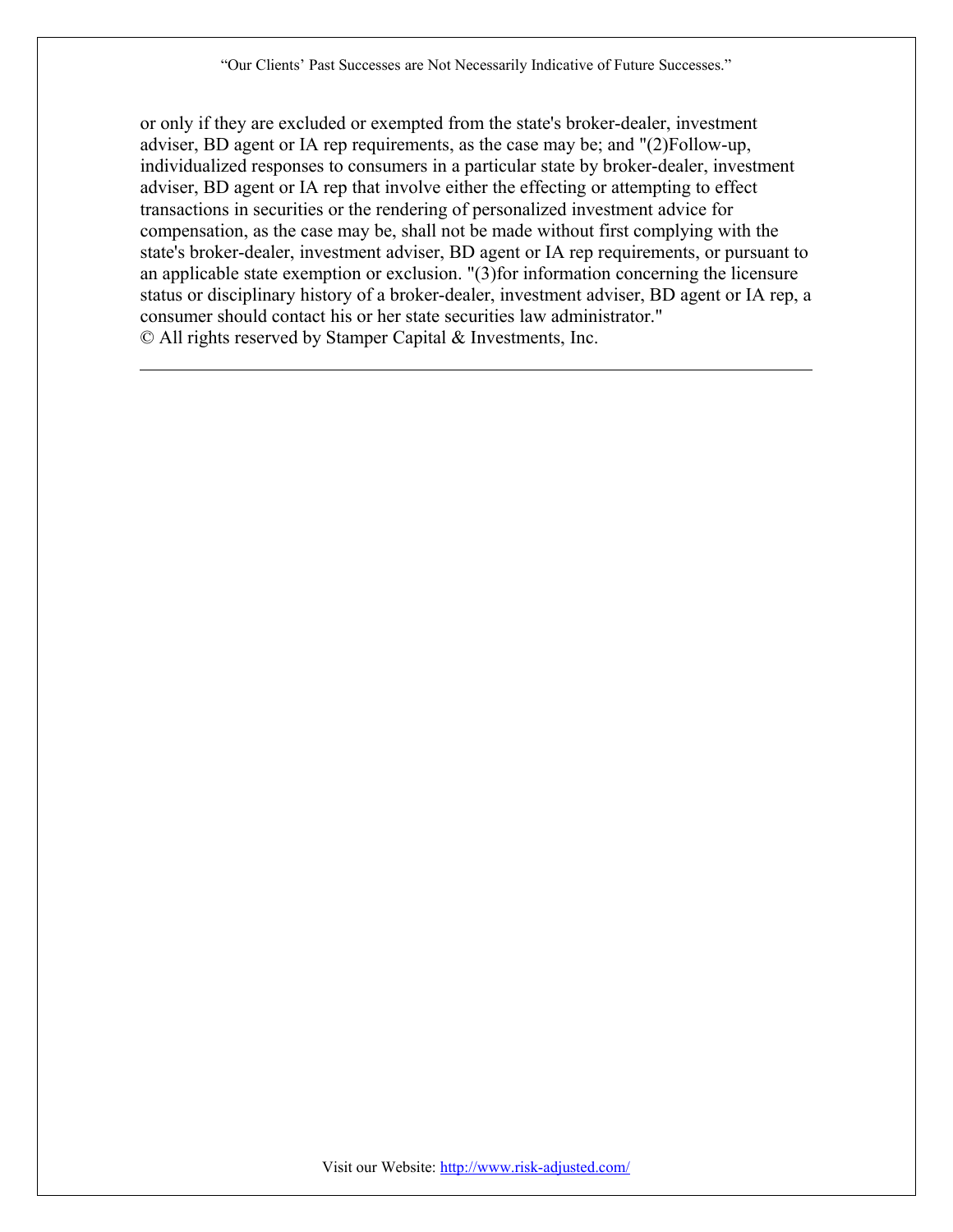or only if they are excluded or exempted from the state's broker-dealer, investment adviser, BD agent or IA rep requirements, as the case may be; and "(2)Follow-up, individualized responses to consumers in a particular state by broker-dealer, investment adviser, BD agent or IA rep that involve either the effecting or attempting to effect transactions in securities or the rendering of personalized investment advice for compensation, as the case may be, shall not be made without first complying with the state's broker-dealer, investment adviser, BD agent or IA rep requirements, or pursuant to an applicable state exemption or exclusion. "(3)for information concerning the licensure status or disciplinary history of a broker-dealer, investment adviser, BD agent or IA rep, a consumer should contact his or her state securities law administrator."

© All rights reserved by Stamper Capital & Investments, Inc.

---